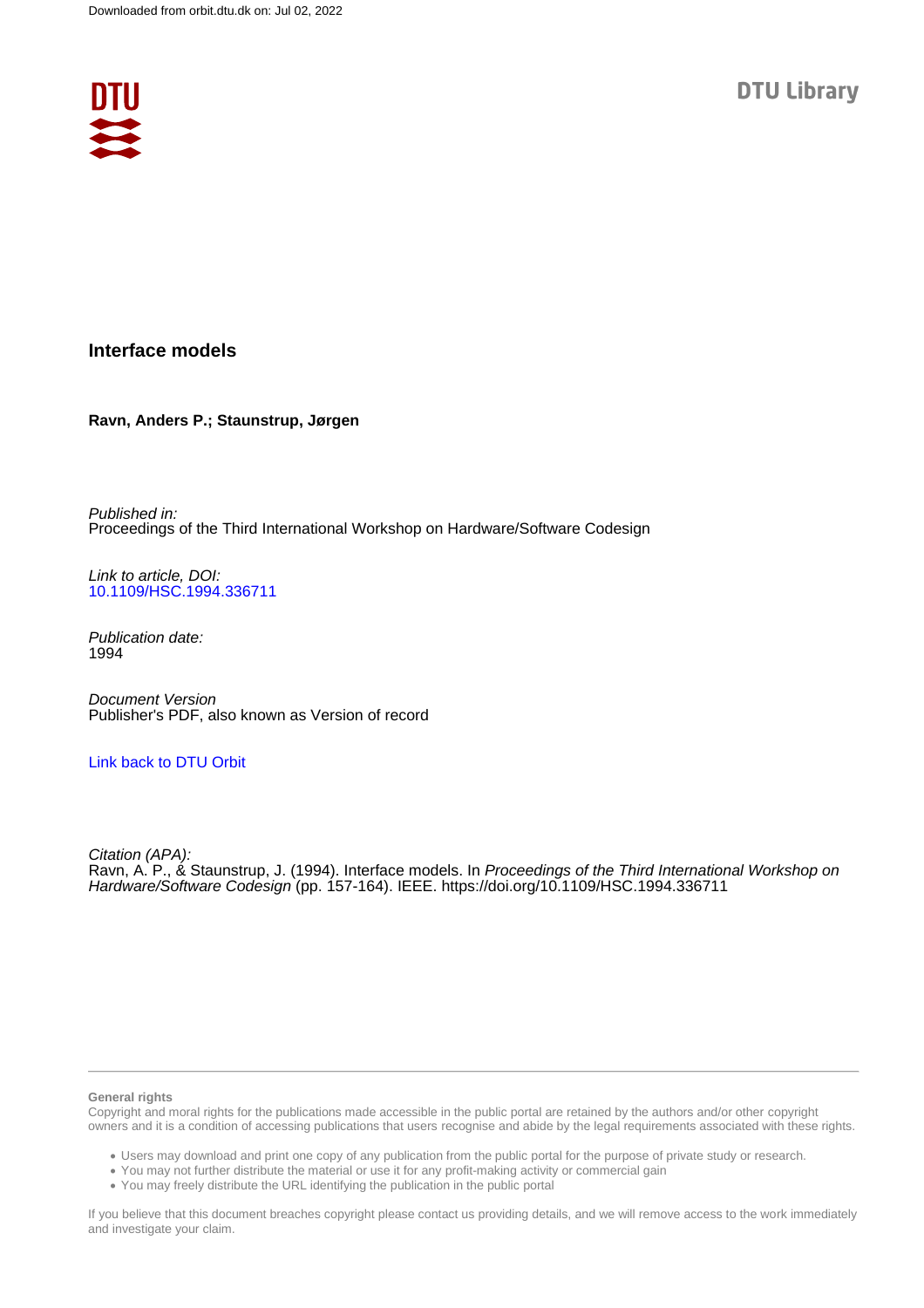Downloaded from orbit.dtu.dk on: Jul 02, 2022

DTU Library

# Interface models

**Ravn, Anders P.; Staunstrup, Jørgen**

*Published in:*
Proceedings of the Third International Workshop on Hardware/Software Codesign

*Link to article, DOI:*
10.1109/HSC.1994.336711

*Publication date:*
1994

*Document Version*
Publisher's PDF, also known as Version of record

Link back to DTU Orbit

*Citation (APA):*
Ravn, A. P., & Staunstrup, J. (1994). Interface models. In *Proceedings of the Third International Workshop on Hardware/Software Codesign* (pp. 157-164). IEEE. https://doi.org/10.1109/HSC.1994.336711

**General rights**
Copyright and moral rights for the publications made accessible in the public portal are retained by the authors and/or other copyright owners and it is a condition of accessing publications that users recognise and abide by the legal requirements associated with these rights.

- Users may download and print one copy of any publication from the public portal for the purpose of private study or research.
- You may not further distribute the material or use it for any profit-making activity or commercial gain
- You may freely distribute the URL identifying the publication in the public portal

If you believe that this document breaches copyright please contact us providing details, and we will remove access to the work immediately and investigate your claim.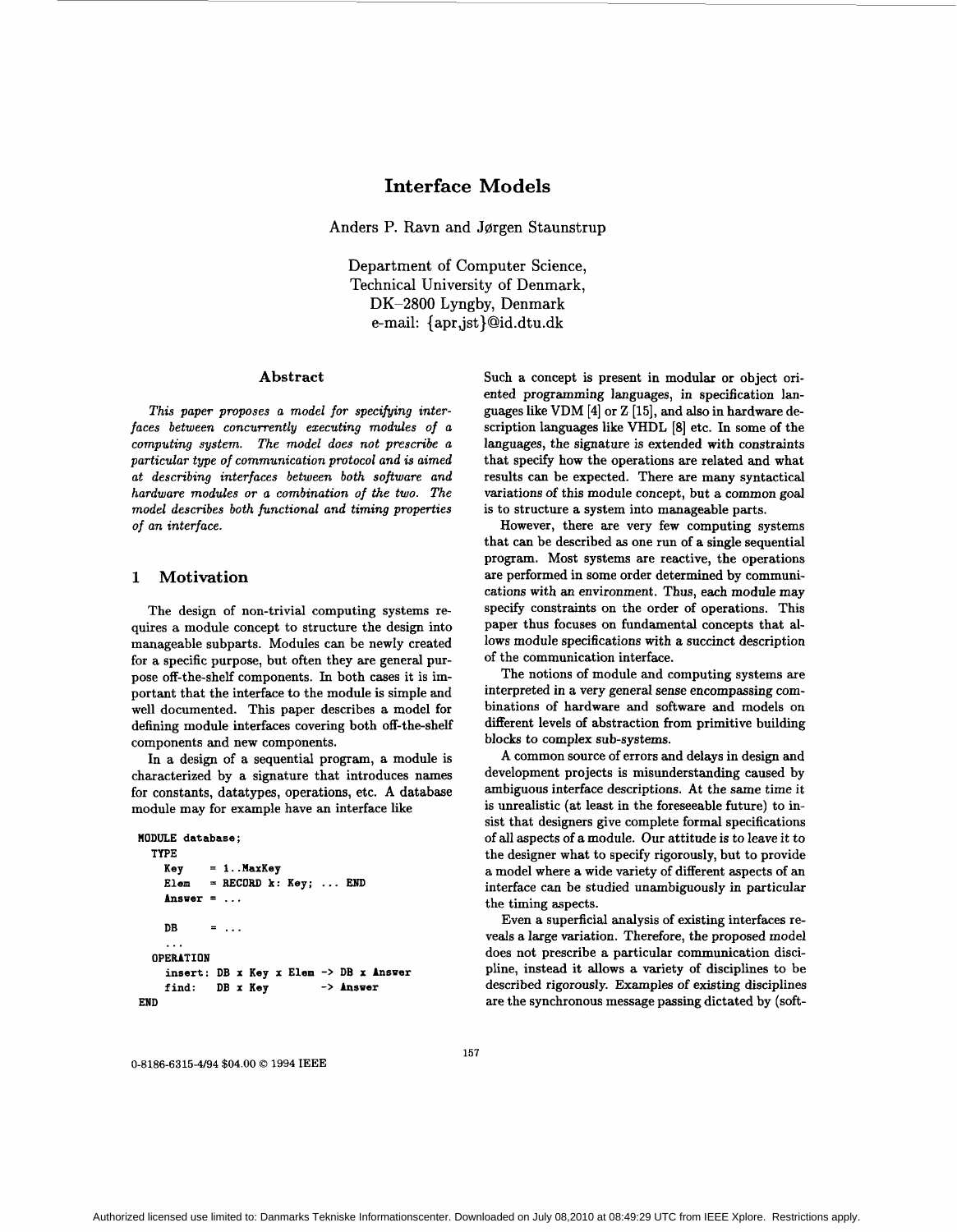# Interface Models

Anders P. Ravn and Jørgen Staunstrup

Department of Computer Science,
Technical University of Denmark,
DK–2800 Lyngby, Denmark
e-mail: {apr,jst}@id.dtu.dk

### Abstract

*This paper proposes a model for specifying interfaces between concurrently executing modules of a computing system. The model does not prescribe a particular type of communication protocol and is aimed at describing interfaces between both software and hardware modules or a combination of the two. The model describes both functional and timing properties of an interface.*

## 1 Motivation

The design of non-trivial computing systems requires a module concept to structure the design into manageable subparts. Modules can be newly created for a specific purpose, but often they are general purpose off-the-shelf components. In both cases it is important that the interface to the module is simple and well documented. This paper describes a model for defining module interfaces covering both off-the-shelf components and new components.

In a design of a sequential program, a module is characterized by a signature that introduces names for constants, datatypes, operations, etc. A database module may for example have an interface like

```
MODULE database;
  TYPE
    Key    = 1..MaxKey
    Elem   = RECORD k: Key; ... END
    Answer = ...

    DB     = ...
    ...
  OPERATION
    insert: DB x Key x Elem -> DB x Answer
    find:   DB x Key        -> Answer
END
```

Such a concept is present in modular or object oriented programming languages, in specification languages like VDM [4] or Z [15], and also in hardware description languages like VHDL [8] etc. In some of the languages, the signature is extended with constraints that specify how the operations are related and what results can be expected. There are many syntactical variations of this module concept, but a common goal is to structure a system into manageable parts.

However, there are very few computing systems that can be described as one run of a single sequential program. Most systems are reactive, the operations are performed in some order determined by communications with an environment. Thus, each module may specify constraints on the order of operations. This paper thus focuses on fundamental concepts that allows module specifications with a succinct description of the communication interface.

The notions of module and computing systems are interpreted in a very general sense encompassing combinations of hardware and software and models on different levels of abstraction from primitive building blocks to complex sub-systems.

A common source of errors and delays in design and development projects is misunderstanding caused by ambiguous interface descriptions. At the same time it is unrealistic (at least in the foreseeable future) to insist that designers give complete formal specifications of all aspects of a module. Our attitude is to leave it to the designer what to specify rigorously, but to provide a model where a wide variety of different aspects of an interface can be studied unambiguously in particular the timing aspects.

Even a superficial analysis of existing interfaces reveals a large variation. Therefore, the proposed model does not prescribe a particular communication discipline, instead it allows a variety of disciplines to be described rigorously. Examples of existing disciplines are the synchronous message passing dictated by (soft-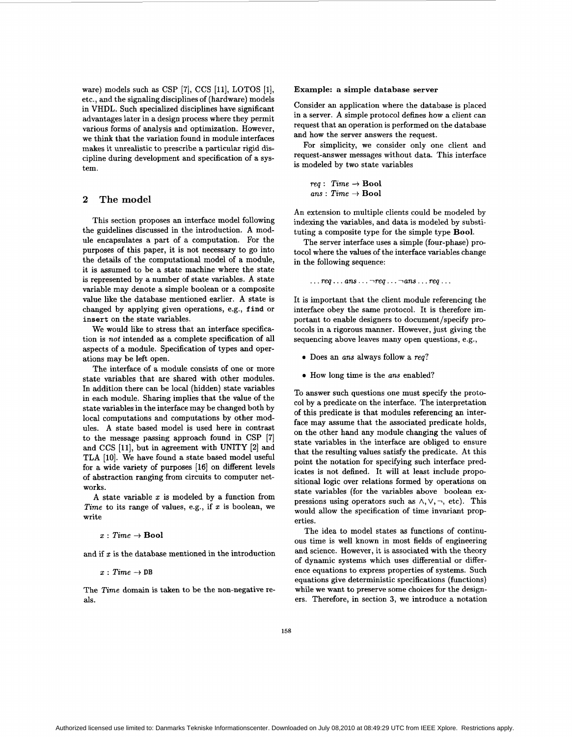ware) models such as CSP [7], CCS [11], LOTOS [1], etc., and the signaling disciplines of (hardware) models in VHDL. Such specialized disciplines have significant advantages later in a design process where they permit various forms of analysis and optimization. However, we think that the variation found in module interfaces makes it unrealistic to prescribe a particular rigid discipline during development and specification of a system.

## 2 The model

This section proposes an interface model following the guidelines discussed in the introduction. A module encapsulates a part of a computation. For the purposes of this paper, it is not necessary to go into the details of the computational model of a module, it is assumed to be a state machine where the state is represented by a number of state variables. A state variable may denote a simple boolean or a composite value like the database mentioned earlier. A state is changed by applying given operations, e.g., `find` or `insert` on the state variables.

We would like to stress that an interface specification is *not* intended as a complete specification of all aspects of a module. Specification of types and operations may be left open.

The interface of a module consists of one or more state variables that are shared with other modules. In addition there can be local (hidden) state variables in each module. Sharing implies that the value of the state variables in the interface may be changed both by local computations and computations by other modules. A state based model is used here in contrast to the message passing approach found in CSP [7] and CCS [11], but in agreement with UNITY [2] and TLA [10]. We have found a state based model useful for a wide variety of purposes [16] on different levels of abstraction ranging from circuits to computer networks.

A state variable $x$ is modeled by a function from *Time* to its range of values, e.g., if $x$ is boolean, we write

$$x : \mathit{Time} \rightarrow \mathbf{Bool}$$

and if $x$ is the database mentioned in the introduction

$$x : \mathit{Time} \rightarrow \mathtt{DB}$$

The *Time* domain is taken to be the non-negative reals.

**Example: a simple database server**

Consider an application where the database is placed in a server. A simple protocol defines how a client can request that an operation is performed on the database and how the server answers the request.

For simplicity, we consider only one client and request-answer messages without data. This interface is modeled by two state variables

$$\mathit{req} : \mathit{Time} \rightarrow \mathbf{Bool}$$
$$\mathit{ans} : \mathit{Time} \rightarrow \mathbf{Bool}$$

An extension to multiple clients could be modeled by indexing the variables, and data is modeled by substituting a composite type for the simple type **Bool**.

The server interface uses a simple (four-phase) protocol where the values of the interface variables change in the following sequence:

$$\ldots \mathit{req} \ldots \mathit{ans} \ldots \neg \mathit{req} \ldots \neg \mathit{ans} \ldots \mathit{req} \ldots$$

It is important that the client module referencing the interface obey the same protocol. It is therefore important to enable designers to document/specify protocols in a rigorous manner. However, just giving the sequencing above leaves many open questions, e.g.,

- Does an *ans* always follow a *req*?
- How long time is the *ans* enabled?

To answer such questions one must specify the protocol by a predicate on the interface. The interpretation of this predicate is that modules referencing an interface may assume that the associated predicate holds, on the other hand any module changing the values of state variables in the interface are obliged to ensure that the resulting values satisfy the predicate. At this point the notation for specifying such interface predicates is not defined. It will at least include propositional logic over relations formed by operations on state variables (for the variables above boolean expressions using operators such as $\wedge, \vee, \neg$, etc). This would allow the specification of time invariant properties.

The idea to model states as functions of continuous time is well known in most fields of engineering and science. However, it is associated with the theory of dynamic systems which uses differential or difference equations to express properties of systems. Such equations give deterministic specifications (functions) while we want to preserve some choices for the designers. Therefore, in section 3, we introduce a notation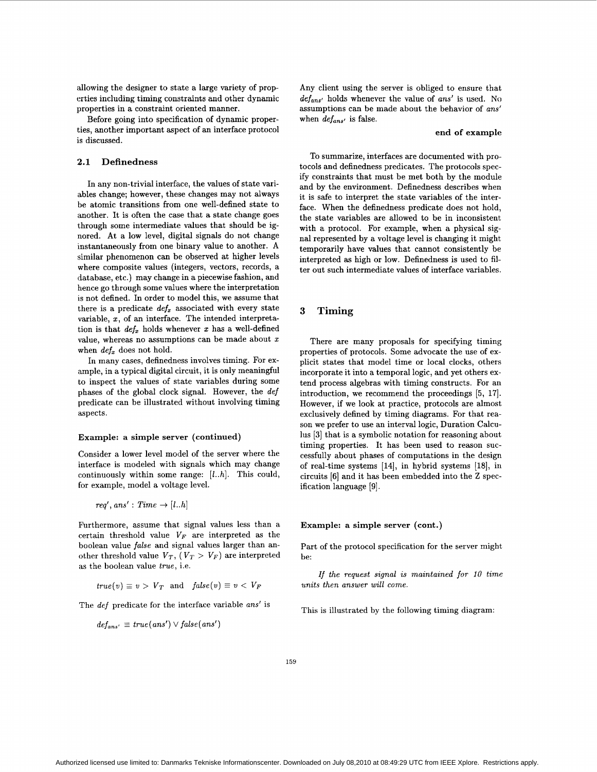allowing the designer to state a large variety of properties including timing constraints and other dynamic properties in a constraint oriented manner.

Before going into specification of dynamic properties, another important aspect of an interface protocol is discussed.

## 2.1 Definedness

In any non-trivial interface, the values of state variables change; however, these changes may not always be atomic transitions from one well-defined state to another. It is often the case that a state change goes through some intermediate values that should be ignored. At a low level, digital signals do not change instantaneously from one binary value to another. A similar phenomenon can be observed at higher levels where composite values (integers, vectors, records, a database, etc.) may change in a piecewise fashion, and hence go through some values where the interpretation is not defined. In order to model this, we assume that there is a predicate $def_x$ associated with every state variable, $x$, of an interface. The intended interpretation is that $def_x$ holds whenever $x$ has a well-defined value, whereas no assumptions can be made about $x$ when $def_x$ does not hold.

In many cases, definedness involves timing. For example, in a typical digital circuit, it is only meaningful to inspect the values of state variables during some phases of the global clock signal. However, the *def* predicate can be illustrated without involving timing aspects.

### Example: a simple server (continued)

Consider a lower level model of the server where the interface is modeled with signals which may change continuously within some range: $[l..h]$. This could, for example, model a voltage level.

$$req', ans' : Time \rightarrow [l..h]$$

Furthermore, assume that signal values less than a certain threshold value $V_F$ are interpreted as the boolean value *false* and signal values larger than another threshold value $V_T$, ($V_T > V_F$) are interpreted as the boolean value *true*, i.e.

$$true(v) \equiv v > V_T \quad \text{and} \quad false(v) \equiv v < V_F$$

The *def* predicate for the interface variable $ans'$ is

$$def_{ans'} \equiv true(ans') \vee false(ans')$$

Any client using the server is obliged to ensure that $def_{ans'}$ holds whenever the value of $ans'$ is used. No assumptions can be made about the behavior of $ans'$ when $def_{ans'}$ is false.

**end of example**

To summarize, interfaces are documented with protocols and definedness predicates. The protocols specify constraints that must be met both by the module and by the environment. Definedness describes when it is safe to interpret the state variables of the interface. When the definedness predicate does not hold, the state variables are allowed to be in inconsistent with a protocol. For example, when a physical signal represented by a voltage level is changing it might temporarily have values that cannot consistently be interpreted as high or low. Definedness is used to filter out such intermediate values of interface variables.

# 3 Timing

There are many proposals for specifying timing properties of protocols. Some advocate the use of explicit states that model time or local clocks, others incorporate it into a temporal logic, and yet others extend process algebras with timing constructs. For an introduction, we recommend the proceedings [5, 17]. However, if we look at practice, protocols are almost exclusively defined by timing diagrams. For that reason we prefer to use an interval logic, Duration Calculus [3] that is a symbolic notation for reasoning about timing properties. It has been used to reason successfully about phases of computations in the design of real-time systems [14], in hybrid systems [18], in circuits [6] and it has been embedded into the Z specification language [9].

### Example: a simple server (cont.)

Part of the protocol specification for the server might be:

*If the request signal is maintained for 10 time units then answer will come.*

This is illustrated by the following timing diagram: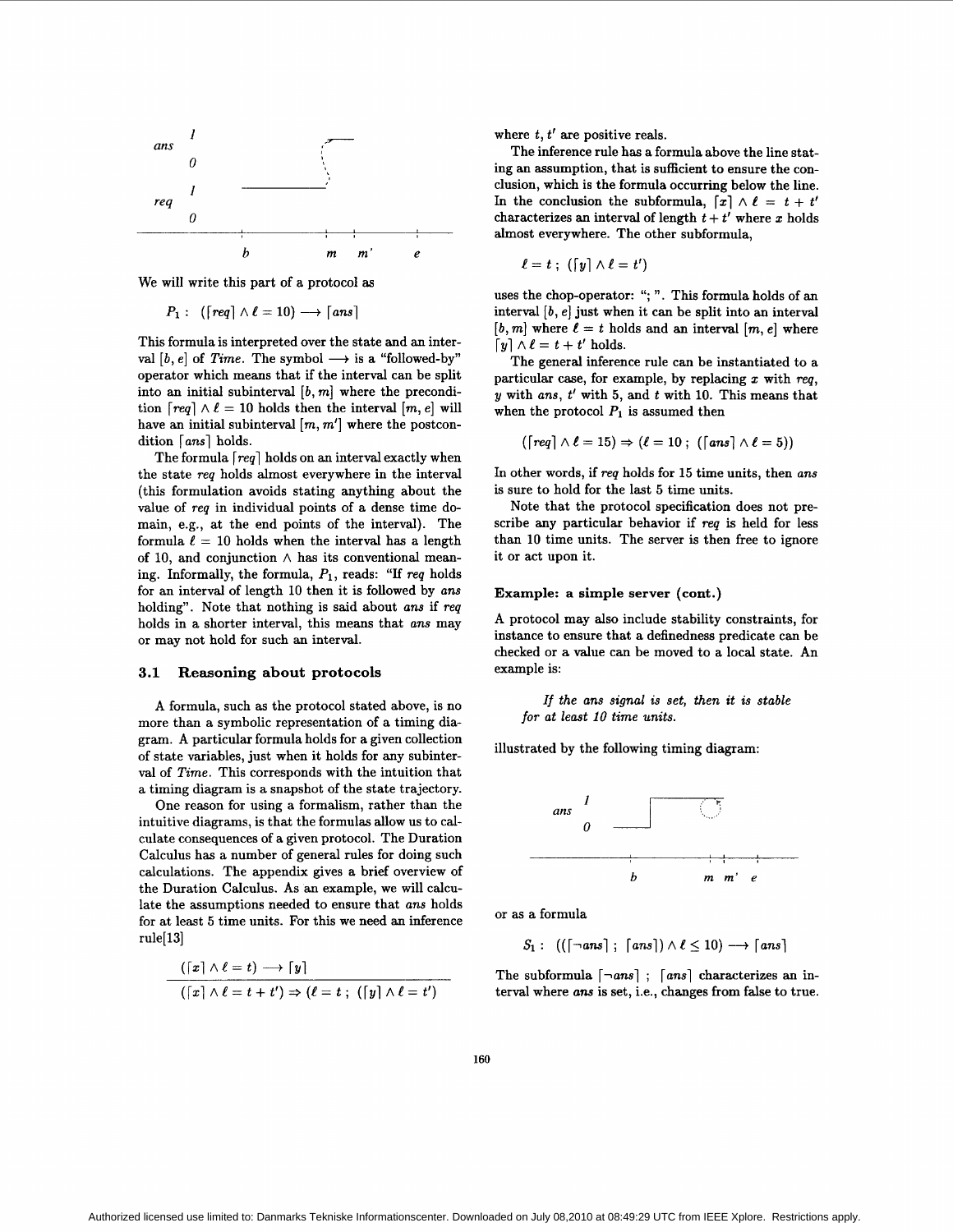We will write this part of a protocol as

$$P_1: \ (\lceil req \rceil \wedge \ell = 10) \longrightarrow \lceil ans \rceil$$

This formula is interpreted over the state and an interval $[b, e]$ of *Time*. The symbol $\longrightarrow$ is a "followed-by" operator which means that if the interval can be split into an initial subinterval $[b, m]$ where the precondition $\lceil req \rceil \wedge \ell = 10$ holds then the interval $[m, e]$ will have an initial subinterval $[m, m']$ where the postcondition $\lceil ans \rceil$ holds.

The formula $\lceil req \rceil$ holds on an interval exactly when the state *req* holds almost everywhere in the interval (this formulation avoids stating anything about the value of *req* in individual points of a dense time domain, e.g., at the end points of the interval). The formula $\ell = 10$ holds when the interval has a length of 10, and conjunction $\wedge$ has its conventional meaning. Informally, the formula, $P_1$, reads: "If *req* holds for an interval of length 10 then it is followed by *ans* holding". Note that nothing is said about *ans* if *req* holds in a shorter interval, this means that *ans* may or may not hold for such an interval.

### 3.1 Reasoning about protocols

A formula, such as the protocol stated above, is no more than a symbolic representation of a timing diagram. A particular formula holds for a given collection of state variables, just when it holds for any subinterval of *Time*. This corresponds with the intuition that a timing diagram is a snapshot of the state trajectory.

One reason for using a formalism, rather than the intuitive diagrams, is that the formulas allow us to calculate consequences of a given protocol. The Duration Calculus has a number of general rules for doing such calculations. The appendix gives a brief overview of the Duration Calculus. As an example, we will calculate the assumptions needed to ensure that *ans* holds for at least 5 time units. For this we need an inference rule[13]

$$\frac{(\lceil x \rceil \wedge \ell = t) \longrightarrow \lceil y \rceil}{(\lceil x \rceil \wedge \ell = t + t') \Rightarrow (\ell = t \ ; \ (\lceil y \rceil \wedge \ell = t'))}$$

where $t, t'$ are positive reals.

The inference rule has a formula above the line stating an assumption, that is sufficient to ensure the conclusion, which is the formula occurring below the line. In the conclusion the subformula, $\lceil x \rceil \wedge \ell = t + t'$ characterizes an interval of length $t + t'$ where $x$ holds almost everywhere. The other subformula,

$$\ell = t \ ; \ (\lceil y \rceil \wedge \ell = t')$$

uses the chop-operator: "; ". This formula holds of an interval $[b, e]$ just when it can be split into an interval $[b, m]$ where $\ell = t$ holds and an interval $[m, e]$ where $\lceil y \rceil \wedge \ell = t + t'$ holds.

The general inference rule can be instantiated to a particular case, for example, by replacing $x$ with *req*, $y$ with *ans*, $t'$ with 5, and $t$ with 10. This means that when the protocol $P_1$ is assumed then

$$(\lceil req \rceil \wedge \ell = 15) \Rightarrow (\ell = 10 \ ; \ (\lceil ans \rceil \wedge \ell = 5))$$

In other words, if *req* holds for 15 time units, then *ans* is sure to hold for the last 5 time units.

Note that the protocol specification does not prescribe any particular behavior if *req* is held for less than 10 time units. The server is then free to ignore it or act upon it.

#### Example: a simple server (cont.)

A protocol may also include stability constraints, for instance to ensure that a definedness predicate can be checked or a value can be moved to a local state. An example is:

> *If the ans signal is set, then it is stable for at least 10 time units.*

illustrated by the following timing diagram:

or as a formula

$$S_1: \ ((\lceil \neg ans \rceil \ ; \ \lceil ans \rceil) \wedge \ell \leq 10) \longrightarrow \lceil ans \rceil$$

The subformula $\lceil \neg ans \rceil \ ; \ \lceil ans \rceil$ characterizes an interval where *ans* is set, i.e., changes from false to true.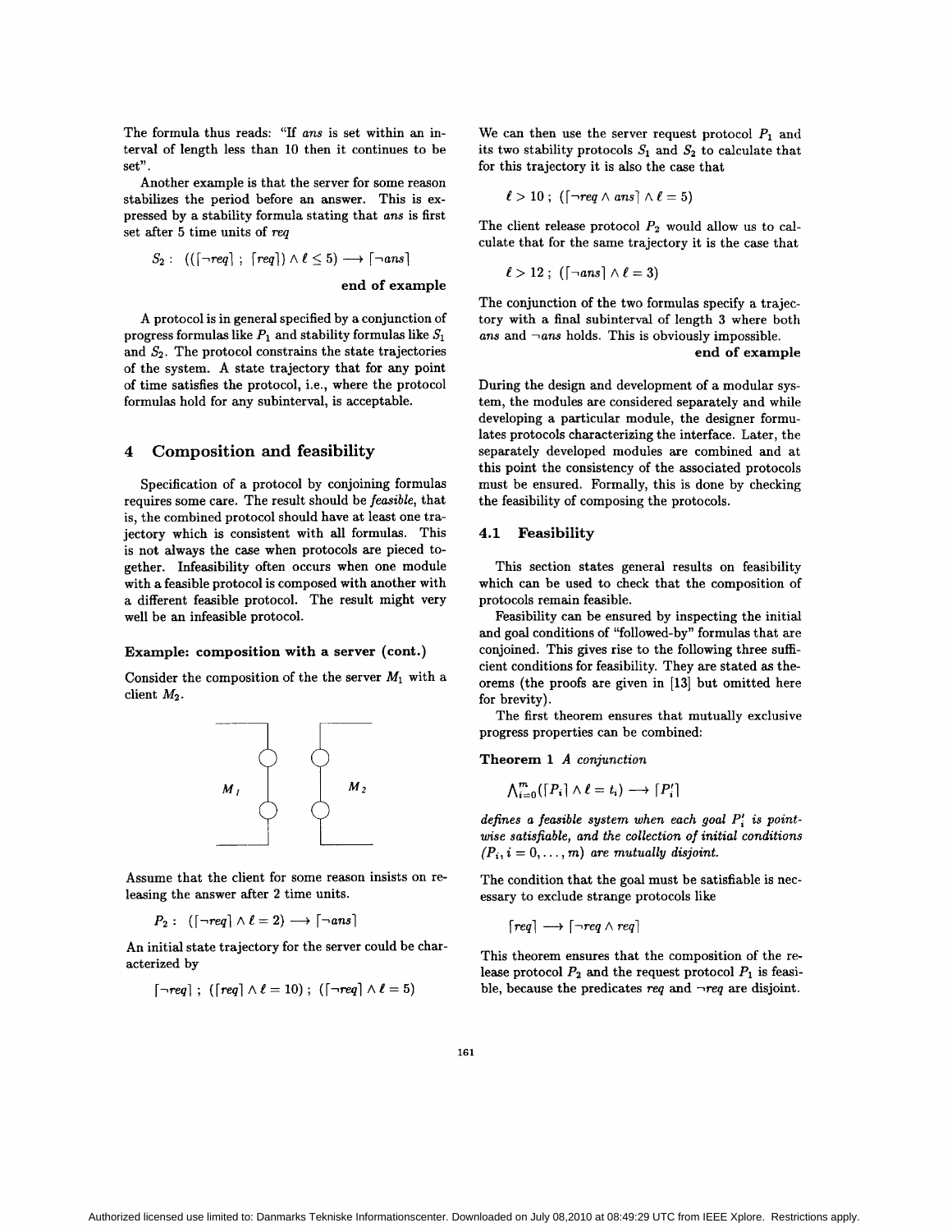The formula thus reads: "If *ans* is set within an interval of length less than 10 then it continues to be set".

Another example is that the server for some reason stabilizes the period before an answer. This is expressed by a stability formula stating that *ans* is first set after 5 time units of *req*

$$S_2: \quad ((\lceil \neg req \rceil \; ; \; \lceil req \rceil) \wedge \ell \leq 5) \longrightarrow \lceil \neg ans \rceil$$

**end of example**

A protocol is in general specified by a conjunction of progress formulas like $P_1$ and stability formulas like $S_1$ and $S_2$. The protocol constrains the state trajectories of the system. A state trajectory that for any point of time satisfies the protocol, i.e., where the protocol formulas hold for any subinterval, is acceptable.

## 4 Composition and feasibility

Specification of a protocol by conjoining formulas requires some care. The result should be *feasible*, that is, the combined protocol should have at least one trajectory which is consistent with all formulas. This is not always the case when protocols are pieced together. Infeasibility often occurs when one module with a feasible protocol is composed with another with a different feasible protocol. The result might very well be an infeasible protocol.

#### Example: composition with a server (cont.)

Consider the composition of the the server $M_1$ with a client $M_2$.

Assume that the client for some reason insists on releasing the answer after 2 time units.

$$P_2: \quad (\lceil \neg req \rceil \wedge \ell = 2) \longrightarrow \lceil \neg ans \rceil$$

An initial state trajectory for the server could be characterized by

$$\lceil \neg req \rceil \; ; \; (\lceil req \rceil \wedge \ell = 10) \; ; \; (\lceil \neg req \rceil \wedge \ell = 5)$$

We can then use the server request protocol $P_1$ and its two stability protocols $S_1$ and $S_2$ to calculate that for this trajectory it is also the case that

$$\ell > 10 \; ; \; (\lceil \neg req \wedge ans \rceil \wedge \ell = 5)$$

The client release protocol $P_2$ would allow us to calculate that for the same trajectory it is the case that

$$\ell > 12 \; ; \; (\lceil \neg ans \rceil \wedge \ell = 3)$$

The conjunction of the two formulas specify a trajectory with a final subinterval of length 3 where both *ans* and $\neg ans$ holds. This is obviously impossible.

**end of example**

During the design and development of a modular system, the modules are considered separately and while developing a particular module, the designer formulates protocols characterizing the interface. Later, the separately developed modules are combined and at this point the consistency of the associated protocols must be ensured. Formally, this is done by checking the feasibility of composing the protocols.

### 4.1 Feasibility

This section states general results on feasibility which can be used to check that the composition of protocols remain feasible.

Feasibility can be ensured by inspecting the initial and goal conditions of "followed-by" formulas that are conjoined. This gives rise to the following three sufficient conditions for feasibility. They are stated as theorems (the proofs are given in [13] but omitted here for brevity).

The first theorem ensures that mutually exclusive progress properties can be combined:

**Theorem 1** *A conjunction*

$$\bigwedge_{i=0}^{m} (\lceil P_i \rceil \wedge \ell = t_i) \longrightarrow \lceil P_i' \rceil$$

*defines a feasible system when each goal $P_i'$ is pointwise satisfiable, and the collection of initial conditions $(P_i, i = 0, \ldots, m)$ are mutually disjoint.*

The condition that the goal must be satisfiable is necessary to exclude strange protocols like

$$\lceil req \rceil \longrightarrow \lceil \neg req \wedge req \rceil$$

This theorem ensures that the composition of the release protocol $P_2$ and the request protocol $P_1$ is feasible, because the predicates *req* and $\neg req$ are disjoint.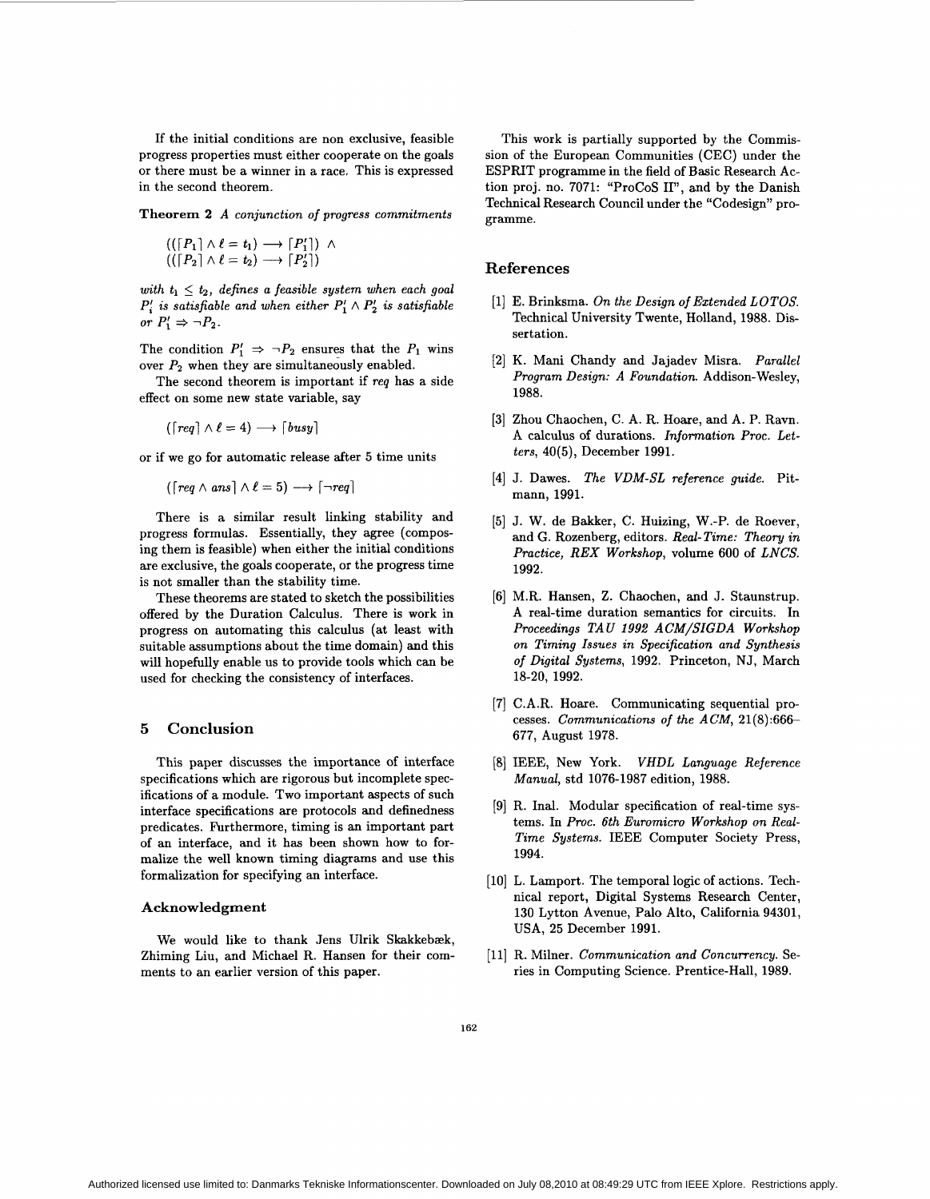If the initial conditions are non exclusive, feasible progress properties must either cooperate on the goals or there must be a winner in a race. This is expressed in the second theorem.

**Theorem 2** *A conjunction of progress commitments*

$$((\lceil P_1 \rceil \wedge \ell = t_1) \longrightarrow \lceil P_1' \rceil) \wedge$$
$$((\lceil P_2 \rceil \wedge \ell = t_2) \longrightarrow \lceil P_2' \rceil)$$

*with $t_1 \leq t_2$, defines a feasible system when each goal $P_i'$ is satisfiable and when either $P_1' \wedge P_2'$ is satisfiable or $P_1' \Rightarrow \neg P_2$.*

The condition $P_1' \Rightarrow \neg P_2$ ensures that the $P_1$ wins over $P_2$ when they are simultaneously enabled.

The second theorem is important if *req* has a side effect on some new state variable, say

$$(\lceil req \rceil \wedge \ell = 4) \longrightarrow \lceil busy \rceil$$

or if we go for automatic release after 5 time units

$$(\lceil req \wedge ans \rceil \wedge \ell = 5) \longrightarrow \lceil \neg req \rceil$$

There is a similar result linking stability and progress formulas. Essentially, they agree (composing them is feasible) when either the initial conditions are exclusive, the goals cooperate, or the progress time is not smaller than the stability time.

These theorems are stated to sketch the possibilities offered by the Duration Calculus. There is work in progress on automating this calculus (at least with suitable assumptions about the time domain) and this will hopefully enable us to provide tools which can be used for checking the consistency of interfaces.

## 5 Conclusion

This paper discusses the importance of interface specifications which are rigorous but incomplete specifications of a module. Two important aspects of such interface specifications are protocols and definedness predicates. Furthermore, timing is an important part of an interface, and it has been shown how to formalize the well known timing diagrams and use this formalization for specifying an interface.

### Acknowledgment

We would like to thank Jens Ulrik Skakkebæk, Zhiming Liu, and Michael R. Hansen for their comments to an earlier version of this paper.

This work is partially supported by the Commission of the European Communities (CEC) under the ESPRIT programme in the field of Basic Research Action proj. no. 7071: "ProCoS II", and by the Danish Technical Research Council under the "Codesign" programme.

## References

[1] E. Brinksma. *On the Design of Extended LOTOS.* Technical University Twente, Holland, 1988. Dissertation.

[2] K. Mani Chandy and Jajadev Misra. *Parallel Program Design: A Foundation.* Addison-Wesley, 1988.

[3] Zhou Chaochen, C. A. R. Hoare, and A. P. Ravn. A calculus of durations. *Information Proc. Letters*, 40(5), December 1991.

[4] J. Dawes. *The VDM-SL reference guide.* Pitmann, 1991.

[5] J. W. de Bakker, C. Huizing, W.-P. de Roever, and G. Rozenberg, editors. *Real-Time: Theory in Practice, REX Workshop*, volume 600 of *LNCS*. 1992.

[6] M.R. Hansen, Z. Chaochen, and J. Staunstrup. A real-time duration semantics for circuits. In *Proceedings TAU 1992 ACM/SIGDA Workshop on Timing Issues in Specification and Synthesis of Digital Systems*, 1992. Princeton, NJ, March 18-20, 1992.

[7] C.A.R. Hoare. Communicating sequential processes. *Communications of the ACM*, 21(8):666–677, August 1978.

[8] IEEE, New York. *VHDL Language Reference Manual*, std 1076-1987 edition, 1988.

[9] R. Inal. Modular specification of real-time systems. In *Proc. 6th Euromicro Workshop on Real-Time Systems*. IEEE Computer Society Press, 1994.

[10] L. Lamport. The temporal logic of actions. Technical report, Digital Systems Research Center, 130 Lytton Avenue, Palo Alto, California 94301, USA, 25 December 1991.

[11] R. Milner. *Communication and Concurrency.* Series in Computing Science. Prentice-Hall, 1989.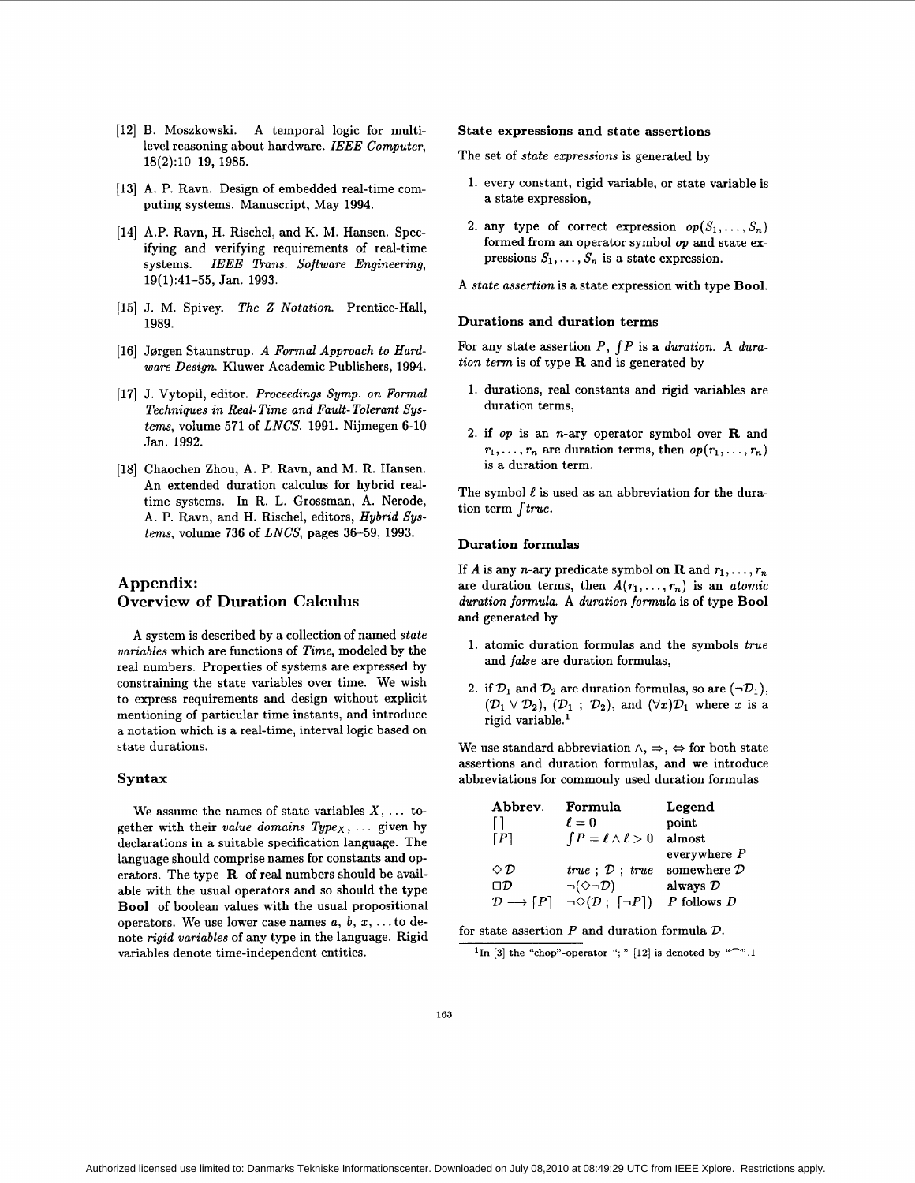[12] B. Moszkowski. A temporal logic for multi-level reasoning about hardware. *IEEE Computer*, 18(2):10–19, 1985.

[13] A. P. Ravn. Design of embedded real-time computing systems. Manuscript, May 1994.

[14] A.P. Ravn, H. Rischel, and K. M. Hansen. Specifying and verifying requirements of real-time systems. *IEEE Trans. Software Engineering*, 19(1):41–55, Jan. 1993.

[15] J. M. Spivey. *The Z Notation.* Prentice-Hall, 1989.

[16] Jørgen Staunstrup. *A Formal Approach to Hardware Design.* Kluwer Academic Publishers, 1994.

[17] J. Vytopil, editor. *Proceedings Symp. on Formal Techniques in Real-Time and Fault-Tolerant Systems*, volume 571 of *LNCS*. 1991. Nijmegen 6-10 Jan. 1992.

[18] Chaochen Zhou, A. P. Ravn, and M. R. Hansen. An extended duration calculus for hybrid real-time systems. In R. L. Grossman, A. Nerode, A. P. Ravn, and H. Rischel, editors, *Hybrid Systems*, volume 736 of *LNCS*, pages 36–59, 1993.

## Appendix: Overview of Duration Calculus

A system is described by a collection of named *state variables* which are functions of *Time*, modeled by the real numbers. Properties of systems are expressed by constraining the state variables over time. We wish to express requirements and design without explicit mentioning of particular time instants, and introduce a notation which is a real-time, interval logic based on state durations.

### Syntax

We assume the names of state variables $X, \ldots$ together with their *value domains* $Type_X, \ldots$ given by declarations in a suitable specification language. The language should comprise names for constants and operators. The type $\mathbf{R}$ of real numbers should be available with the usual operators and so should the type **Bool** of boolean values with the usual propositional operators. We use lower case names $a$, $b$, $x$, ... to denote *rigid variables* of any type in the language. Rigid variables denote time-independent entities.

#### State expressions and state assertions

The set of *state expressions* is generated by

1. every constant, rigid variable, or state variable is a state expression,
2. any type of correct expression $op(S_1, \ldots, S_n)$ formed from an operator symbol $op$ and state expressions $S_1, \ldots, S_n$ is a state expression.

A *state assertion* is a state expression with type **Bool**.

#### Durations and duration terms

For any state assertion $P$, $\int P$ is a *duration*. A *duration term* is of type $\mathbf{R}$ and is generated by

1. durations, real constants and rigid variables are duration terms,
2. if $op$ is an $n$-ary operator symbol over $\mathbf{R}$ and $r_1, \ldots, r_n$ are duration terms, then $op(r_1, \ldots, r_n)$ is a duration term.

The symbol $\ell$ is used as an abbreviation for the duration term $\int true$.

#### Duration formulas

If $A$ is any $n$-ary predicate symbol on $\mathbf{R}$ and $r_1, \ldots, r_n$ are duration terms, then $A(r_1, \ldots, r_n)$ is an *atomic duration formula*. A *duration formula* is of type **Bool** and generated by

1. atomic duration formulas and the symbols *true* and *false* are duration formulas,
2. if $\mathcal{D}_1$ and $\mathcal{D}_2$ are duration formulas, so are $(\neg\mathcal{D}_1)$, $(\mathcal{D}_1 \vee \mathcal{D}_2)$, $(\mathcal{D}_1 \ ; \ \mathcal{D}_2)$, and $(\forall x)\mathcal{D}_1$ where $x$ is a rigid variable.[1]

We use standard abbreviation $\wedge$, $\Rightarrow$, $\Leftrightarrow$ for both state assertions and duration formulas, and we introduce abbreviations for commonly used duration formulas

| Abbrev. | Formula | Legend |
|---|---|---|
| $\lceil\rceil$ | $\ell = 0$ | point |
| $\lceil P \rceil$ | $\int P = \ell \wedge \ell > 0$ | almost everywhere $P$ |
| $\Diamond\mathcal{D}$ | $true \ ; \ \mathcal{D} \ ; \ true$ | somewhere $\mathcal{D}$ |
| $\Box\mathcal{D}$ | $\neg(\Diamond\neg\mathcal{D})$ | always $\mathcal{D}$ |
| $\mathcal{D} \longrightarrow \lceil P \rceil$ | $\neg\Diamond(\mathcal{D} \ ; \ \lceil\neg P\rceil)$ | $P$ follows $D$ |

for state assertion $P$ and duration formula $\mathcal{D}$.

[1] In [3] the "chop"-operator "; " [12] is denoted by "$\frown$".1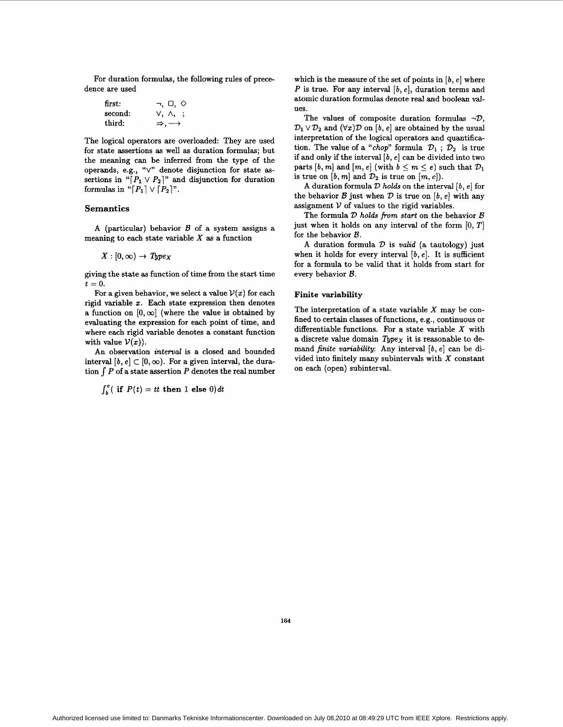For duration formulas, the following rules of precedence are used

| | |
|---|---|
| first: | $\neg$, $\Box$, $\Diamond$ |
| second: | $\vee$, $\wedge$, ; |
| third: | $\Rightarrow$, $\longrightarrow$ |

The logical operators are overloaded: They are used for state assertions as well as duration formulas; but the meaning can be inferred from the type of the operands, e.g., "$\vee$" denote disjunction for state assertions in "$\lceil P_1 \vee P_2 \rceil$" and disjunction for duration formulas in "$\lceil P_1 \rceil \vee \lceil P_2 \rceil$".

### Semantics

A (particular) behavior $\mathcal{B}$ of a system assigns a meaning to each state variable $X$ as a function

$$X : [0, \infty) \rightarrow \mathit{Type}_X$$

giving the state as function of time from the start time $t = 0$.

For a given behavior, we select a value $\mathcal{V}(x)$ for each rigid variable $x$. Each state expression then denotes a function on $[0, \infty]$ (where the value is obtained by evaluating the expression for each point of time, and where each rigid variable denotes a constant function with value $\mathcal{V}(x)$).

An observation *interval* is a closed and bounded interval $[b, e] \subset [0, \infty)$. For a given interval, the duration $\int P$ of a state assertion $P$ denotes the real number

$$\int_b^e (\textbf{ if } P(t) = tt \textbf{ then } 1 \textbf{ else } 0)\, dt$$

which is the measure of the set of points in $[b, e]$ where $P$ is true. For any interval $[b, e]$, duration terms and atomic duration formulas denote real and boolean values.

The values of composite duration formulas $\neg\mathcal{D}$, $\mathcal{D}_1 \vee \mathcal{D}_2$ and $(\forall x)\mathcal{D}$ on $[b, e]$ are obtained by the usual interpretation of the logical operators and quantification. The value of a "*chop*" formula $\mathcal{D}_1 \,;\, \mathcal{D}_2$ is true if and only if the interval $[b, e]$ can be divided into two parts $[b, m]$ and $[m, e]$ (with $b \leq m \leq e$) such that $\mathcal{D}_1$ is true on $[b, m]$ and $\mathcal{D}_2$ is true on $[m, e]$).

A duration formula $\mathcal{D}$ *holds* on the interval $[b, e]$ for the behavior $\mathcal{B}$ just when $\mathcal{D}$ is true on $[b, e]$ with any assignment $\mathcal{V}$ of values to the rigid variables.

The formula $\mathcal{D}$ *holds from start* on the behavior $\mathcal{B}$ just when it holds on any interval of the form $[0, T]$ for the behavior $\mathcal{B}$.

A duration formula $\mathcal{D}$ is *valid* (a tautology) just when it holds for every interval $[b, e]$. It is sufficient for a formula to be valid that it holds from start for every behavior $\mathcal{B}$.

### Finite variability

The interpretation of a state variable $X$ may be confined to certain classes of functions, e.g., continuous or differentiable functions. For a state variable $X$ with a discrete value domain $\mathit{Type}_X$ it is reasonable to demand *finite variability*: Any interval $[b, e]$ can be divided into finitely many subintervals with $X$ constant on each (open) subinterval.